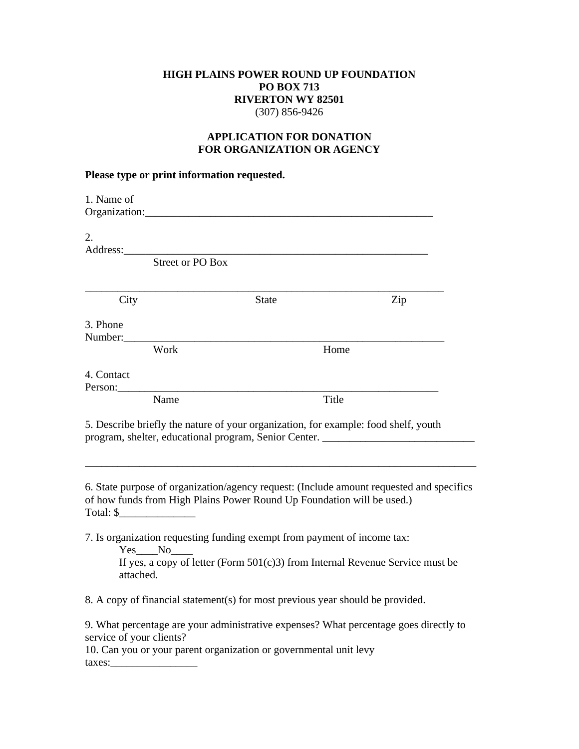**HIGH PLAINS POWER ROUND UP FOUNDATION**
**PO BOX 713**
**RIVERTON WY 82501**
(307) 856-9426

**APPLICATION FOR DONATION**
**FOR ORGANIZATION OR AGENCY**

**Please type or print information requested.**

1. Name of Organization:_______________________________________________________

2. Address:___________________________________________________________
Street or PO Box

_____________________________________________________________________
City State Zip

3. Phone Number:_____________________________________________________________
Work Home

4. Contact Person:____________________________________________________________
Name Title

5. Describe briefly the nature of your organization, for example: food shelf, youth program, shelter, educational program, Senior Center. ____________________________

___________________________________________________________________________

6. State purpose of organization/agency request: (Include amount requested and specifics of how funds from High Plains Power Round Up Foundation will be used.)
Total: $______________

7. Is organization requesting funding exempt from payment of income tax:
Yes____No____
If yes, a copy of letter (Form 501(c)3) from Internal Revenue Service must be attached.

8. A copy of financial statement(s) for most previous year should be provided.

9. What percentage are your administrative expenses? What percentage goes directly to service of your clients?

10. Can you or your parent organization or governmental unit levy taxes:________________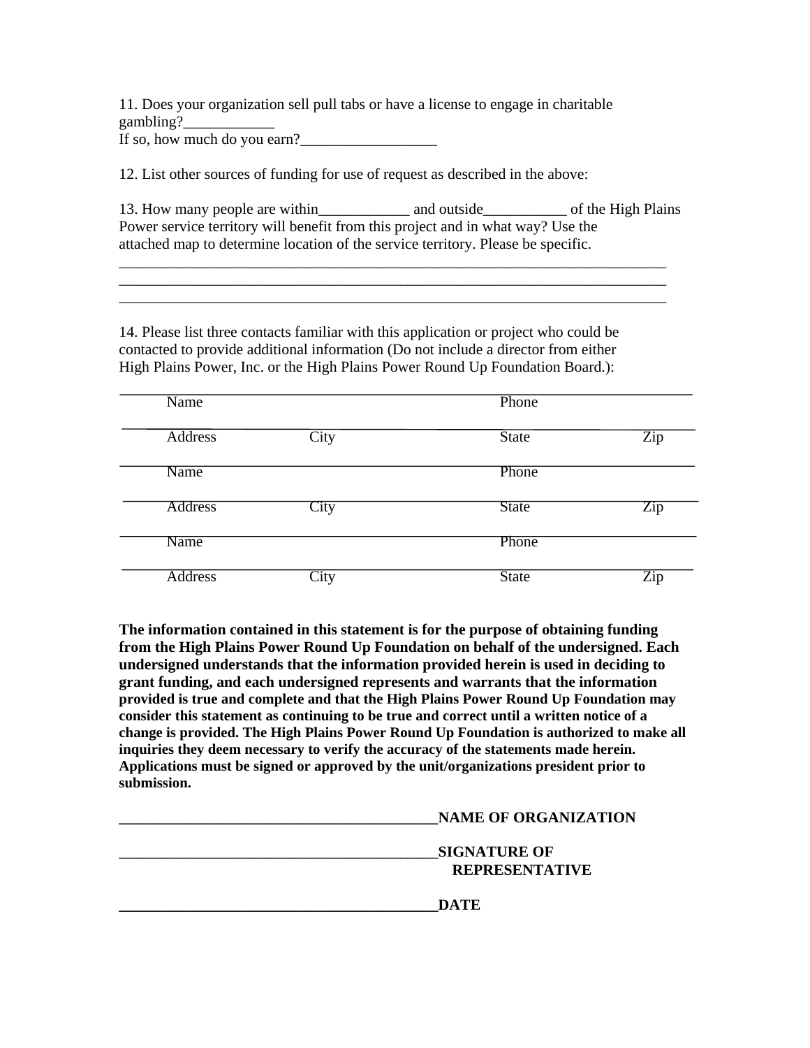11. Does your organization sell pull tabs or have a license to engage in charitable gambling?____________
If so, how much do you earn?__________________

12. List other sources of funding for use of request as described in the above:

13. How many people are within____________ and outside___________ of the High Plains Power service territory will benefit from this project and in what way? Use the attached map to determine location of the service territory. Please be specific.
____________________________________________________________________________
____________________________________________________________________________
____________________________________________________________________________

14. Please list three contacts familiar with this application or project who could be contacted to provide additional information (Do not include a director from either High Plains Power, Inc. or the High Plains Power Round Up Foundation Board.):

| | | | |
|---|---|---|---|
| Name | | Phone | |
| Address | City | State | Zip |
| Name | | Phone | |
| Address | City | State | Zip |
| Name | | Phone | |
| Address | City | State | Zip |

**The information contained in this statement is for the purpose of obtaining funding from the High Plains Power Round Up Foundation on behalf of the undersigned. Each undersigned understands that the information provided herein is used in deciding to grant funding, and each undersigned represents and warrants that the information provided is true and complete and that the High Plains Power Round Up Foundation may consider this statement as continuing to be true and correct until a written notice of a change is provided. The High Plains Power Round Up Foundation is authorized to make all inquiries they deem necessary to verify the accuracy of the statements made herein. Applications must be signed or approved by the unit/organizations president prior to submission.**

__________________________________________**NAME OF ORGANIZATION**

__________________________________________**SIGNATURE OF REPRESENTATIVE**

__________________________________________**DATE**